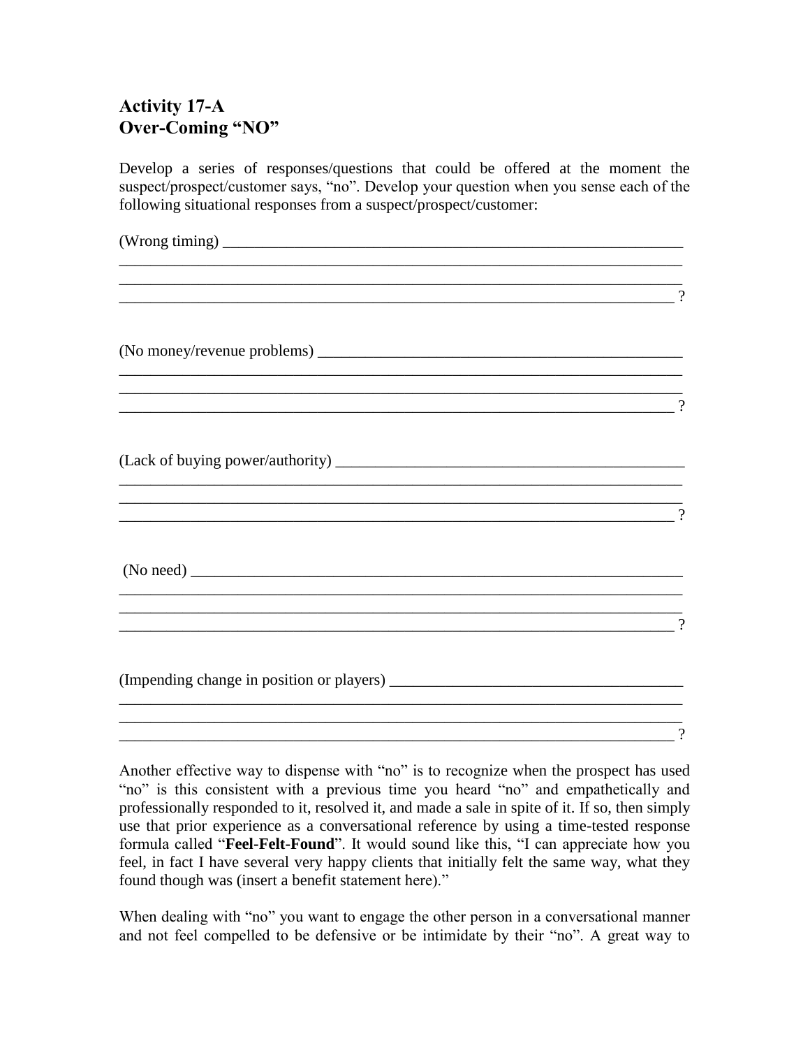## Activity 17-A
## Over-Coming "NO"

Develop a series of responses/questions that could be offered at the moment the suspect/prospect/customer says, "no". Develop your question when you sense each of the following situational responses from a suspect/prospect/customer:

(Wrong timing) ____________________________________________________________
______________________________________________________________________________
______________________________________________________________________________
_____________________________________________________________________________ ?

(No money/revenue problems) ______________________________________________
______________________________________________________________________________
______________________________________________________________________________
_____________________________________________________________________________ ?

(Lack of buying power/authority) ____________________________________________
______________________________________________________________________________
______________________________________________________________________________
_____________________________________________________________________________ ?

(No need) ________________________________________________________________
______________________________________________________________________________
______________________________________________________________________________
_____________________________________________________________________________ ?

(Impending change in position or players) _______________________________________
______________________________________________________________________________
______________________________________________________________________________
_____________________________________________________________________________ ?

Another effective way to dispense with "no" is to recognize when the prospect has used "no" is this consistent with a previous time you heard "no" and empathetically and professionally responded to it, resolved it, and made a sale in spite of it. If so, then simply use that prior experience as a conversational reference by using a time-tested response formula called "**Feel-Felt-Found**". It would sound like this, "I can appreciate how you feel, in fact I have several very happy clients that initially felt the same way, what they found though was (insert a benefit statement here)."

When dealing with "no" you want to engage the other person in a conversational manner and not feel compelled to be defensive or be intimidate by their "no". A great way to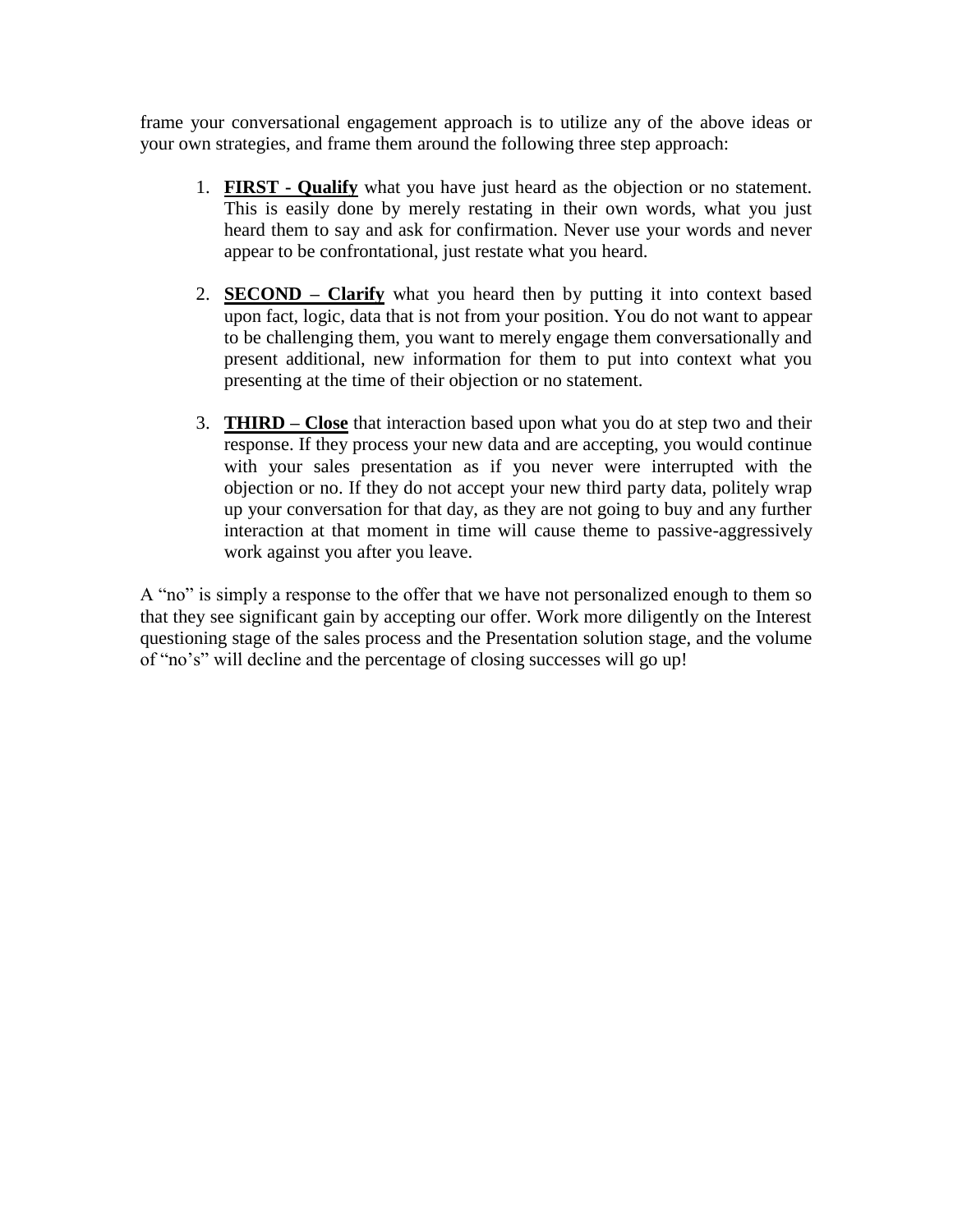frame your conversational engagement approach is to utilize any of the above ideas or your own strategies, and frame them around the following three step approach:

1. **<u>FIRST - Qualify</u>** what you have just heard as the objection or no statement. This is easily done by merely restating in their own words, what you just heard them to say and ask for confirmation. Never use your words and never appear to be confrontational, just restate what you heard.

2. **<u>SECOND – Clarify</u>** what you heard then by putting it into context based upon fact, logic, data that is not from your position. You do not want to appear to be challenging them, you want to merely engage them conversationally and present additional, new information for them to put into context what you presenting at the time of their objection or no statement.

3. **<u>THIRD – Close</u>** that interaction based upon what you do at step two and their response. If they process your new data and are accepting, you would continue with your sales presentation as if you never were interrupted with the objection or no. If they do not accept your new third party data, politely wrap up your conversation for that day, as they are not going to buy and any further interaction at that moment in time will cause theme to passive-aggressively work against you after you leave.

A "no" is simply a response to the offer that we have not personalized enough to them so that they see significant gain by accepting our offer. Work more diligently on the Interest questioning stage of the sales process and the Presentation solution stage, and the volume of "no's" will decline and the percentage of closing successes will go up!